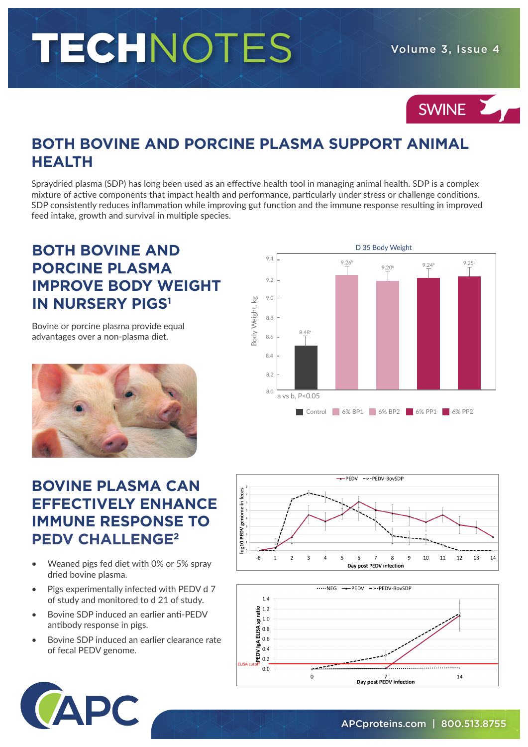# TECHNOTES

SWINE

## BOTH BOVINE AND PORCINE PLASMA SUPPORT ANIMAL HEALTH

Spraydried plasma (SDP) has long been used as an effective health tool in managing animal health. SDP is a complex mixture of active components that impact health and performance, particularly under stress or challenge conditions. SDP consistently reduces inflammation while improving gut function and the immune response resulting in improved feed intake, growth and survival in multiple species.

## BOTH BOVINE AND PORCINE PLASMA IMPROVE BODY WEIGHT IN NURSERY PIGS[1]

Bovine or porcine plasma provide equal advantages over a non-plasma diet.

D 35 Body Weight

| Treatment | Body Weight, kg |
|---|---|
| Control | 8.48[a] |
| 6% BP1 | 9.26[b] |
| 6% BP2 | 9.20[b] |
| 6% PP1 | 9.24[b] |
| 6% PP2 | 9.25[b] |

a vs b, $P<0.05$

## BOVINE PLASMA CAN EFFECTIVELY ENHANCE IMMUNE RESPONSE TO PEDV CHALLENGE[2]

- Weaned pigs fed diet with 0% or 5% spray dried bovine plasma.
- Pigs experimentally infected with PEDV d 7 of study and monitored to d 21 of study.
- Bovine SDP induced an earlier anti-PEDV antibody response in pigs.
- Bovine SDP induced an earlier clearance rate of fecal PEDV genome.

(Chart: log10 PEDV genome in feces vs. Day post PEDV infection; series: PEDV, PEDV-BovSDP)

(Chart: PEDV IgA ELISA sp ratio vs. Day post PEDV infection; series: NEG, PEDV, PEDV-BovSDP; ELISA cutoff)

APCproteins.com | 800.513.8755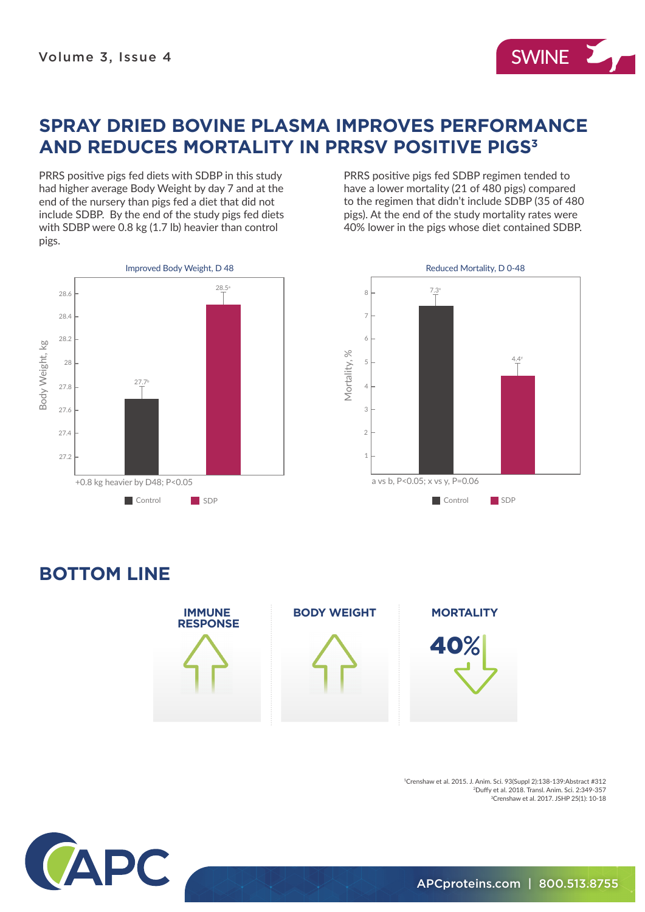# SPRAY DRIED BOVINE PLASMA IMPROVES PERFORMANCE AND REDUCES MORTALITY IN PRRSV POSITIVE PIGS[3]

PRRS positive pigs fed diets with SDBP in this study had higher average Body Weight by day 7 and at the end of the nursery than pigs fed a diet that did not include SDBP. By the end of the study pigs fed diets with SDBP were 0.8 kg (1.7 lb) heavier than control pigs.

PRRS positive pigs fed SDBP regimen tended to have a lower mortality (21 of 480 pigs) compared to the regimen that didn't include SDBP (35 of 480 pigs). At the end of the study mortality rates were 40% lower in the pigs whose diet contained SDBP.

Improved Body Weight, D 48

Body Weight, kg

27.2, 27.4, 27.6, 27.8, 28, 28.2, 28.4, 28.6

27.7[b]

28.5[a]

+0.8 kg heavier by D48; P<0.05

Control SDP

Reduced Mortality, D 0-48

Mortality, %

1, 2, 3, 4, 5, 6, 7, 8

7.3[x]

4.4[y]

a vs b, P<0.05; x vs y, P=0.06

Control SDP

## BOTTOM LINE

**IMMUNE RESPONSE**

**BODY WEIGHT**

**MORTALITY**

40%

[1]Crenshaw et al. 2015. J. Anim. Sci. 93(Suppl 2):138-139:Abstract #312
[2]Duffy et al. 2018. Transl. Anim. Sci. 2:349-357
[3]Crenshaw et al. 2017. JSHP 25(1): 10-18

APCproteins.com | 800.513.8755